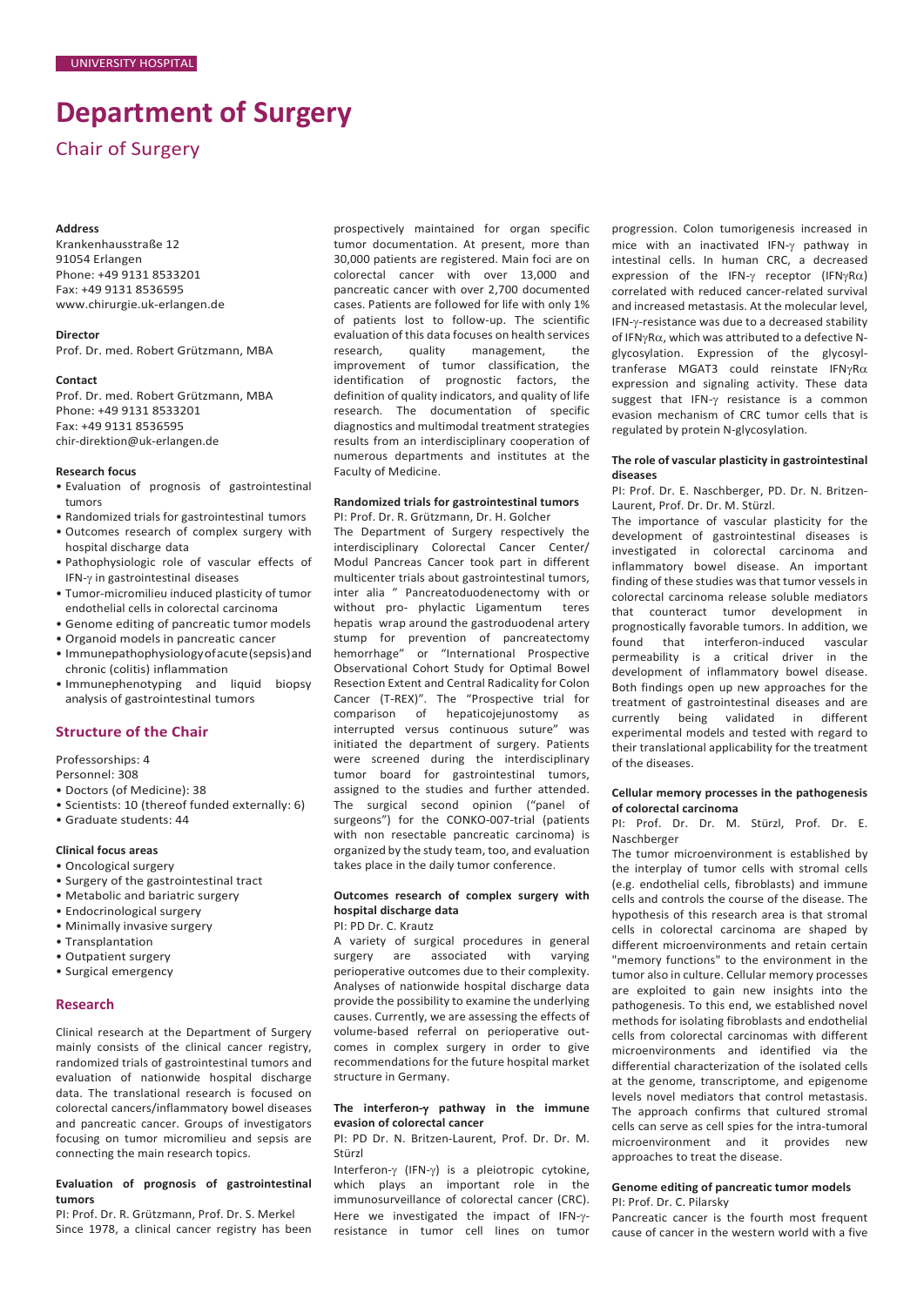UNIVERSITY HOSPITAL

# Department of Surgery

## Chair of Surgery

**Address**
Krankenhausstraße 12
91054 Erlangen
Phone: +49 9131 8533201
Fax: +49 9131 8536595
www.chirurgie.uk-erlangen.de

**Director**
Prof. Dr. med. Robert Grützmann, MBA

**Contact**
Prof. Dr. med. Robert Grützmann, MBA
Phone: +49 9131 8533201
Fax: +49 9131 8536595
chir-direktion@uk-erlangen.de

**Research focus**

- Evaluation of prognosis of gastrointestinal tumors
- Randomized trials for gastrointestinal tumors
- Outcomes research of complex surgery with hospital discharge data
- Pathophysiologic role of vascular effects of IFN-$\gamma$ in gastrointestinal diseases
- Tumor-micromilieu induced plasticity of tumor endothelial cells in colorectal carcinoma
- Genome editing of pancreatic tumor models
- Organoid models in pancreatic cancer
- Immunepathophysiology of acute (sepsis) and chronic (colitis) inflammation
- Immunephenotyping and liquid biopsy analysis of gastrointestinal tumors

## Structure of the Chair

Professorships: 4
Personnel: 308

- Doctors (of Medicine): 38
- Scientists: 10 (thereof funded externally: 6)
- Graduate students: 44

**Clinical focus areas**

- Oncological surgery
- Surgery of the gastrointestinal tract
- Metabolic and bariatric surgery
- Endocrinological surgery
- Minimally invasive surgery
- Transplantation
- Outpatient surgery
- Surgical emergency

## Research

Clinical research at the Department of Surgery mainly consists of the clinical cancer registry, randomized trials of gastrointestinal tumors and evaluation of nationwide hospital discharge data. The translational research is focused on colorectal cancers/inflammatory bowel diseases and pancreatic cancer. Groups of investigators focusing on tumor micromilieu and sepsis are connecting the main research topics.

### Evaluation of prognosis of gastrointestinal tumors

PI: Prof. Dr. R. Grützmann, Prof. Dr. S. Merkel

Since 1978, a clinical cancer registry has been prospectively maintained for organ specific tumor documentation. At present, more than 30,000 patients are registered. Main foci are on colorectal cancer with over 13,000 and pancreatic cancer with over 2,700 documented cases. Patients are followed for life with only 1% of patients lost to follow-up. The scientific evaluation of this data focuses on health services research, quality management, the improvement of tumor classification, the identification of prognostic factors, the definition of quality indicators, and quality of life research. The documentation of specific diagnostics and multimodal treatment strategies results from an interdisciplinary cooperation of numerous departments and institutes at the Faculty of Medicine.

### Randomized trials for gastrointestinal tumors

PI: Prof. Dr. R. Grützmann, Dr. H. Golcher

The Department of Surgery respectively the interdisciplinary Colorectal Cancer Center/ Modul Pancreas Cancer took part in different multicenter trials about gastrointestinal tumors, inter alia " Pancreatoduodenectomy with or without pro- phylactic Ligamentum teres hepatis wrap around the gastroduodenal artery stump for prevention of pancreatectomy hemorrhage" or "International Prospective Observational Cohort Study for Optimal Bowel Resection Extent and Central Radicality for Colon Cancer (T-REX)". The "Prospective trial for comparison of hepaticojejunostomy as interrupted versus continuous suture" was initiated the department of surgery. Patients were screened during the interdisciplinary tumor board for gastrointestinal tumors, assigned to the studies and further attended. The surgical second opinion ("panel of surgeons") for the CONKO-007-trial (patients with non resectable pancreatic carcinoma) is organized by the study team, too, and evaluation takes place in the daily tumor conference.

### Outcomes research of complex surgery with hospital discharge data

PI: PD Dr. C. Krautz

A variety of surgical procedures in general surgery are associated with varying perioperative outcomes due to their complexity. Analyses of nationwide hospital discharge data provide the possibility to examine the underlying causes. Currently, we are assessing the effects of volume-based referral on perioperative outcomes in complex surgery in order to give recommendations for the future hospital market structure in Germany.

### The interferon-$\gamma$ pathway in the immune evasion of colorectal cancer

PI: PD Dr. N. Britzen-Laurent, Prof. Dr. Dr. M. Stürzl

Interferon-$\gamma$ (IFN-$\gamma$) is a pleiotropic cytokine, which plays an important role in the immunosurveillance of colorectal cancer (CRC). Here we investigated the impact of IFN-$\gamma$-resistance in tumor cell lines on tumor progression. Colon tumorigenesis increased in mice with an inactivated IFN-$\gamma$ pathway in intestinal cells. In human CRC, a decreased expression of the IFN-$\gamma$ receptor (IFN$\gamma$R$\alpha$) correlated with reduced cancer-related survival and increased metastasis. At the molecular level, IFN-$\gamma$-resistance was due to a decreased stability of IFN$\gamma$R$\alpha$, which was attributed to a defective N-glycosylation. Expression of the glycosyl-tranferase MGAT3 could reinstate IFN$\gamma$R$\alpha$ expression and signaling activity. These data suggest that IFN-$\gamma$ resistance is a common evasion mechanism of CRC tumor cells that is regulated by protein N-glycosylation.

### The role of vascular plasticity in gastrointestinal diseases

PI: Prof. Dr. E. Naschberger, PD. Dr. N. Britzen-Laurent, Prof. Dr. Dr. M. Stürzl.

The importance of vascular plasticity for the development of gastrointestinal diseases is investigated in colorectal carcinoma and inflammatory bowel disease. An important finding of these studies was that tumor vessels in colorectal carcinoma release soluble mediators that counteract tumor development in prognostically favorable tumors. In addition, we found that interferon-induced vascular permeability is a critical driver in the development of inflammatory bowel disease. Both findings open up new approaches for the treatment of gastrointestinal diseases and are currently being validated in different experimental models and tested with regard to their translational applicability for the treatment of the diseases.

### Cellular memory processes in the pathogenesis of colorectal carcinoma

PI: Prof. Dr. Dr. M. Stürzl, Prof. Dr. E. Naschberger

The tumor microenvironment is established by the interplay of tumor cells with stromal cells (e.g. endothelial cells, fibroblasts) and immune cells and controls the course of the disease. The hypothesis of this research area is that stromal cells in colorectal carcinoma are shaped by different microenvironments and retain certain "memory functions" to the environment in the tumor also in culture. Cellular memory processes are exploited to gain new insights into the pathogenesis. To this end, we established novel methods for isolating fibroblasts and endothelial cells from colorectal carcinomas with different microenvironments and identified via the differential characterization of the isolated cells at the genome, transcriptome, and epigenome levels novel mediators that control metastasis. The approach confirms that cultured stromal cells can serve as cell spies for the intra-tumoral microenvironment and it provides new approaches to treat the disease.

### Genome editing of pancreatic tumor models

PI: Prof. Dr. C. Pilarsky

Pancreatic cancer is the fourth most frequent cause of cancer in the western world with a five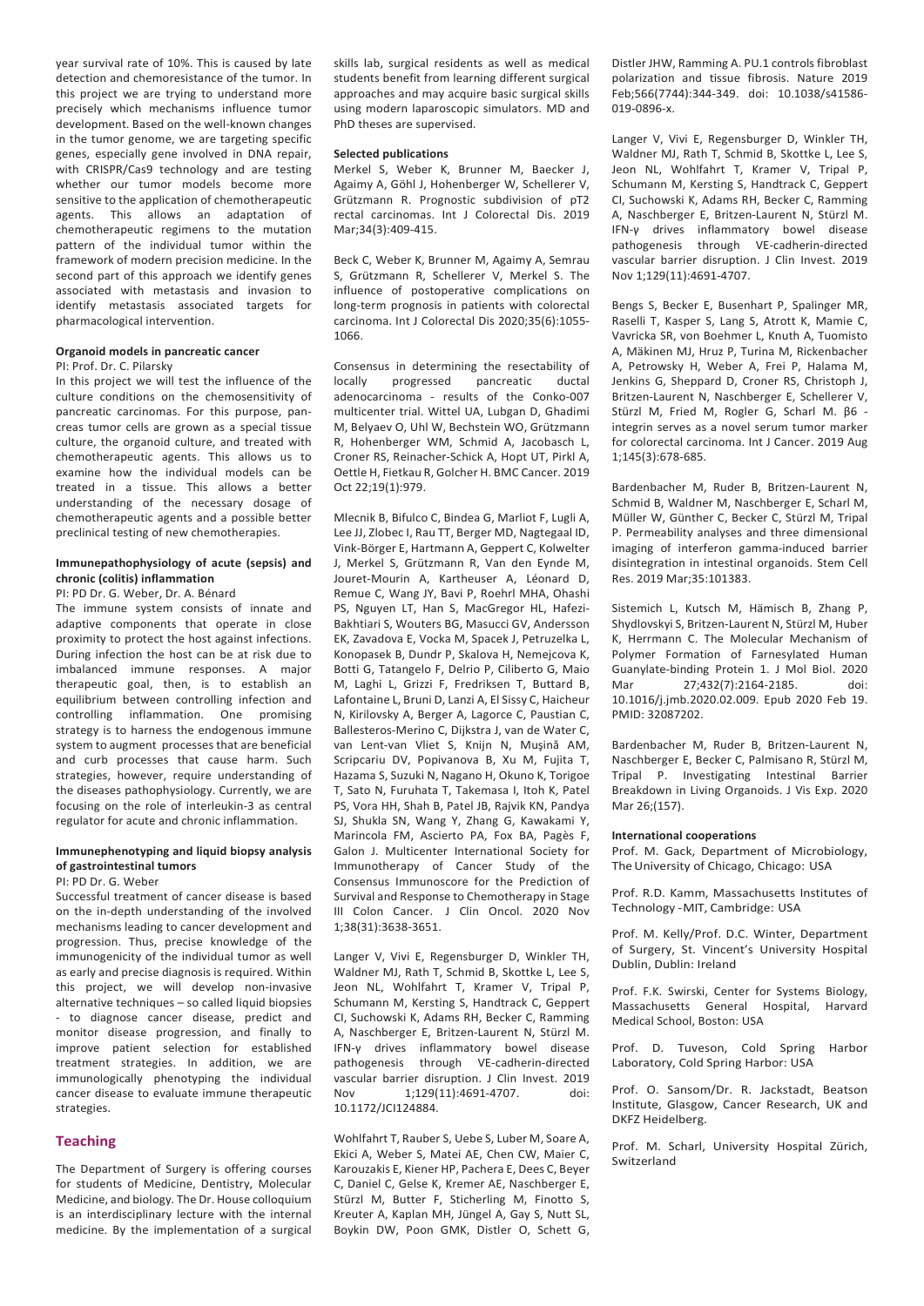year survival rate of 10%. This is caused by late detection and chemoresistance of the tumor. In this project we are trying to understand more precisely which mechanisms influence tumor development. Based on the well-known changes in the tumor genome, we are targeting specific genes, especially gene involved in DNA repair, with CRISPR/Cas9 technology and are testing whether our tumor models become more sensitive to the application of chemotherapeutic agents. This allows an adaptation of chemotherapeutic regimens to the mutation pattern of the individual tumor within the framework of modern precision medicine. In the second part of this approach we identify genes associated with metastasis and invasion to identify metastasis associated targets for pharmacological intervention.

#### Organoid models in pancreatic cancer

PI: Prof. Dr. C. Pilarsky

In this project we will test the influence of the culture conditions on the chemosensitivity of pancreatic carcinomas. For this purpose, pancreas tumor cells are grown as a special tissue culture, the organoid culture, and treated with chemotherapeutic agents. This allows us to examine how the individual models can be treated in a tissue. This allows a better understanding of the necessary dosage of chemotherapeutic agents and a possible better preclinical testing of new chemotherapies.

#### Immunepathophysiology of acute (sepsis) and chronic (colitis) inflammation

PI: PD Dr. G. Weber, Dr. A. Bénard

The immune system consists of innate and adaptive components that operate in close proximity to protect the host against infections. During infection the host can be at risk due to imbalanced immune responses. A major therapeutic goal, then, is to establish an equilibrium between controlling infection and controlling inflammation. One promising strategy is to harness the endogenous immune system to augment processes that are beneficial and curb processes that cause harm. Such strategies, however, require understanding of the diseases pathophysiology. Currently, we are focusing on the role of interleukin-3 as central regulator for acute and chronic inflammation.

#### Immunephenotyping and liquid biopsy analysis of gastrointestinal tumors

PI: PD Dr. G. Weber

Successful treatment of cancer disease is based on the in-depth understanding of the involved mechanisms leading to cancer development and progression. Thus, precise knowledge of the immunogenicity of the individual tumor as well as early and precise diagnosis is required. Within this project, we will develop non-invasive alternative techniques – so called liquid biopsies - to diagnose cancer disease, predict and monitor disease progression, and finally to improve patient selection for established treatment strategies. In addition, we are immunologically phenotyping the individual cancer disease to evaluate immune therapeutic strategies.

## Teaching

The Department of Surgery is offering courses for students of Medicine, Dentistry, Molecular Medicine, and biology. The Dr. House colloquium is an interdisciplinary lecture with the internal medicine. By the implementation of a surgical skills lab, surgical residents as well as medical students benefit from learning different surgical approaches and may acquire basic surgical skills using modern laparoscopic simulators. MD and PhD theses are supervised.

#### Selected publications

Merkel S, Weber K, Brunner M, Baecker J, Agaimy A, Göhl J, Hohenberger W, Schellerer V, Grützmann R. Prognostic subdivision of pT2 rectal carcinomas. Int J Colorectal Dis. 2019 Mar;34(3):409-415.

Beck C, Weber K, Brunner M, Agaimy A, Semrau S, Grützmann R, Schellerer V, Merkel S. The influence of postoperative complications on long-term prognosis in patients with colorectal carcinoma. Int J Colorectal Dis 2020;35(6):1055-1066.

Consensus in determining the resectability of locally progressed pancreatic ductal adenocarcinoma - results of the Conko-007 multicenter trial. Wittel UA, Lubgan D, Ghadimi M, Belyaev O, Uhl W, Bechstein WO, Grützmann R, Hohenberger WM, Schmid A, Jacobasch L, Croner RS, Reinacher-Schick A, Hopt UT, Pirkl A, Oettle H, Fietkau R, Golcher H. BMC Cancer. 2019 Oct 22;19(1):979.

Mlecnik B, Bifulco C, Bindea G, Marliot F, Lugli A, Lee JJ, Zlobec I, Rau TT, Berger MD, Nagtegaal ID, Vink-Börger E, Hartmann A, Geppert C, Kolwelter J, Merkel S, Grützmann R, Van den Eynde M, Jouret-Mourin A, Kartheuser A, Léonard D, Remue C, Wang JY, Bavi P, Roehrl MHA, Ohashi PS, Nguyen LT, Han S, MacGregor HL, Hafezi-Bakhtiari S, Wouters BG, Masucci GV, Andersson EK, Zavadova E, Vocka M, Spacek J, Petruzelka L, Konopasek B, Dundr P, Skalova H, Nemejcova K, Botti G, Tatangelo F, Delrio P, Ciliberto G, Maio M, Laghi L, Grizzi F, Fredriksen T, Buttard B, Lafontaine L, Bruni D, Lanzi A, El Sissy C, Haicheur N, Kirilovsky A, Berger A, Lagorce C, Paustian C, Ballesteros-Merino C, Dijkstra J, van de Water C, van Lent-van Vliet S, Knijn N, Mușină AM, Scripcariu DV, Popivanova B, Xu M, Fujita T, Hazama S, Suzuki N, Nagano H, Okuno K, Torigoe T, Sato N, Furuhata T, Takemasa I, Itoh K, Patel PS, Vora HH, Shah B, Patel JB, Rajvik KN, Pandya SJ, Shukla SN, Wang Y, Zhang G, Kawakami Y, Marincola FM, Ascierto PA, Fox BA, Pagès F, Galon J. Multicenter International Society for Immunotherapy of Cancer Study of the Consensus Immunoscore for the Prediction of Survival and Response to Chemotherapy in Stage III Colon Cancer. J Clin Oncol. 2020 Nov 1;38(31):3638-3651.

Langer V, Vivi E, Regensburger D, Winkler TH, Waldner MJ, Rath T, Schmid B, Skottke L, Lee S, Jeon NL, Wohlfahrt T, Kramer V, Tripal P, Schumann M, Kersting S, Handtrack C, Geppert CI, Suchowski K, Adams RH, Becker C, Ramming A, Naschberger E, Britzen-Laurent N, Stürzl M. IFN-γ drives inflammatory bowel disease pathogenesis through VE-cadherin-directed vascular barrier disruption. J Clin Invest. 2019 Nov 1;129(11):4691-4707. doi: 10.1172/JCI124884.

Wohlfahrt T, Rauber S, Uebe S, Luber M, Soare A, Ekici A, Weber S, Matei AE, Chen CW, Maier C, Karouzakis E, Kiener HP, Pachera E, Dees C, Beyer C, Daniel C, Gelse K, Kremer AE, Naschberger E, Stürzl M, Butter F, Sticherling M, Finotto S, Kreuter A, Kaplan MH, Jüngel A, Gay S, Nutt SL, Boykin DW, Poon GMK, Distler O, Schett G, Distler JHW, Ramming A. PU.1 controls fibroblast polarization and tissue fibrosis. Nature 2019 Feb;566(7744):344-349. doi: 10.1038/s41586-019-0896-x.

Langer V, Vivi E, Regensburger D, Winkler TH, Waldner MJ, Rath T, Schmid B, Skottke L, Lee S, Jeon NL, Wohlfahrt T, Kramer V, Tripal P, Schumann M, Kersting S, Handtrack C, Geppert CI, Suchowski K, Adams RH, Becker C, Ramming A, Naschberger E, Britzen-Laurent N, Stürzl M. IFN-γ drives inflammatory bowel disease pathogenesis through VE-cadherin-directed vascular barrier disruption. J Clin Invest. 2019 Nov 1;129(11):4691-4707.

Bengs S, Becker E, Busenhart P, Spalinger MR, Raselli T, Kasper S, Lang S, Atrott K, Mamie C, Vavricka SR, von Boehmer L, Knuth A, Tuomisto A, Mäkinen MJ, Hruz P, Turina M, Rickenbacher A, Petrowsky H, Weber A, Frei P, Halama M, Jenkins G, Sheppard D, Croner RS, Christoph J, Britzen-Laurent N, Naschberger E, Schellerer V, Stürzl M, Fried M, Rogler G, Scharl M. β6 - integrin serves as a novel serum tumor marker for colorectal carcinoma. Int J Cancer. 2019 Aug 1;145(3):678-685.

Bardenbacher M, Ruder B, Britzen-Laurent N, Schmid B, Waldner M, Naschberger E, Scharl M, Müller W, Günther C, Becker C, Stürzl M, Tripal P. Permeability analyses and three dimensional imaging of interferon gamma-induced barrier disintegration in intestinal organoids. Stem Cell Res. 2019 Mar;35:101383.

Sistemich L, Kutsch M, Hämisch B, Zhang P, Shydlovskyi S, Britzen-Laurent N, Stürzl M, Huber K, Herrmann C. The Molecular Mechanism of Polymer Formation of Farnesylated Human Guanylate-binding Protein 1. J Mol Biol. 2020 Mar 27;432(7):2164-2185. doi: 10.1016/j.jmb.2020.02.009. Epub 2020 Feb 19. PMID: 32087202.

Bardenbacher M, Ruder B, Britzen-Laurent N, Naschberger E, Becker C, Palmisano R, Stürzl M, Tripal P. Investigating Intestinal Barrier Breakdown in Living Organoids. J Vis Exp. 2020 Mar 26;(157).

#### International cooperations

Prof. M. Gack, Department of Microbiology, The University of Chicago, Chicago: USA

Prof. R.D. Kamm, Massachusetts Institutes of Technology - MIT, Cambridge: USA

Prof. M. Kelly/Prof. D.C. Winter, Department of Surgery, St. Vincent's University Hospital Dublin, Dublin: Ireland

Prof. F.K. Swirski, Center for Systems Biology, Massachusetts General Hospital, Harvard Medical School, Boston: USA

Prof. D. Tuveson, Cold Spring Harbor Laboratory, Cold Spring Harbor: USA

Prof. O. Sansom/Dr. R. Jackstadt, Beatson Institute, Glasgow, Cancer Research, UK and DKFZ Heidelberg.

Prof. M. Scharl, University Hospital Zürich, Switzerland